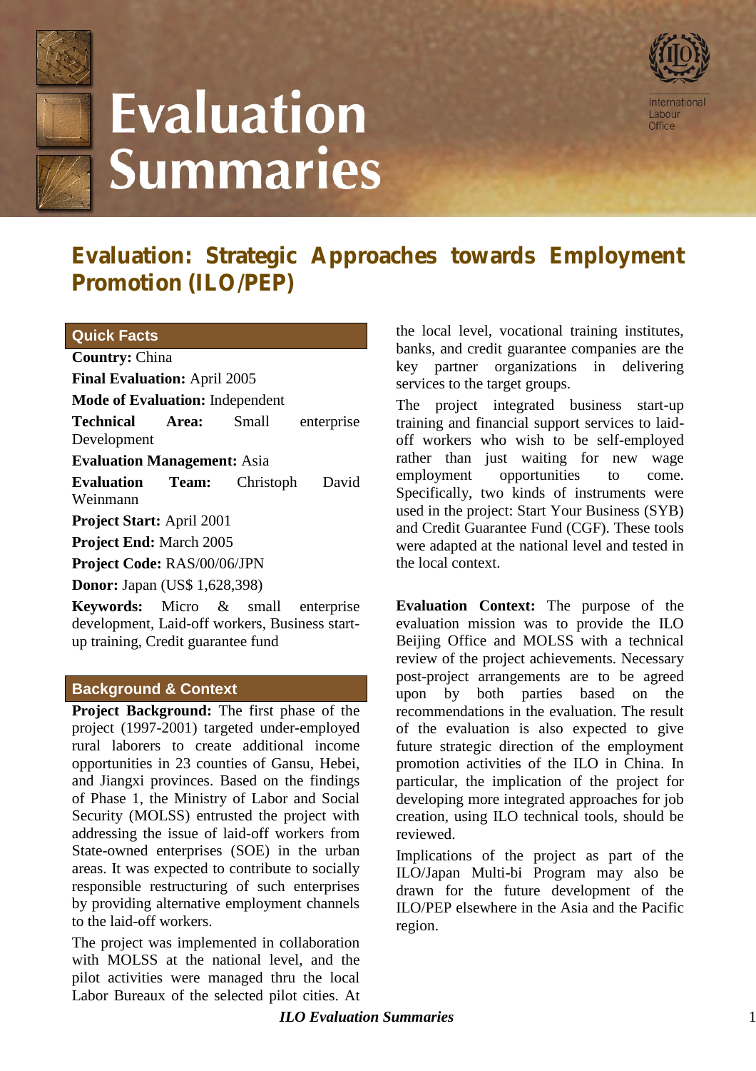# Evaluation Summaries

## Evaluation: Strategic Approaches towards Employment Promotion (ILO/PEP)

### Quick Facts

**Country:** China

**Final Evaluation:** April 2005

**Mode of Evaluation:** Independent

**Technical Area:** Small enterprise Development

**Evaluation Management:** Asia

**Evaluation Team:** Christoph David Weinmann

**Project Start:** April 2001

**Project End:** March 2005

**Project Code:** RAS/00/06/JPN

**Donor:** Japan (US$ 1,628,398)

**Keywords:** Micro & small enterprise development, Laid-off workers, Business start-up training, Credit guarantee fund

### Background & Context

**Project Background:** The first phase of the project (1997-2001) targeted under-employed rural laborers to create additional income opportunities in 23 counties of Gansu, Hebei, and Jiangxi provinces. Based on the findings of Phase 1, the Ministry of Labor and Social Security (MOLSS) entrusted the project with addressing the issue of laid-off workers from State-owned enterprises (SOE) in the urban areas. It was expected to contribute to socially responsible restructuring of such enterprises by providing alternative employment channels to the laid-off workers.

The project was implemented in collaboration with MOLSS at the national level, and the pilot activities were managed thru the local Labor Bureaux of the selected pilot cities. At the local level, vocational training institutes, banks, and credit guarantee companies are the key partner organizations in delivering services to the target groups.

The project integrated business start-up training and financial support services to laid-off workers who wish to be self-employed rather than just waiting for new wage employment opportunities to come. Specifically, two kinds of instruments were used in the project: Start Your Business (SYB) and Credit Guarantee Fund (CGF). These tools were adapted at the national level and tested in the local context.

**Evaluation Context:** The purpose of the evaluation mission was to provide the ILO Beijing Office and MOLSS with a technical review of the project achievements. Necessary post-project arrangements are to be agreed upon by both parties based on the recommendations in the evaluation. The result of the evaluation is also expected to give future strategic direction of the employment promotion activities of the ILO in China. In particular, the implication of the project for developing more integrated approaches for job creation, using ILO technical tools, should be reviewed.

Implications of the project as part of the ILO/Japan Multi-bi Program may also be drawn for the future development of the ILO/PEP elsewhere in the Asia and the Pacific region.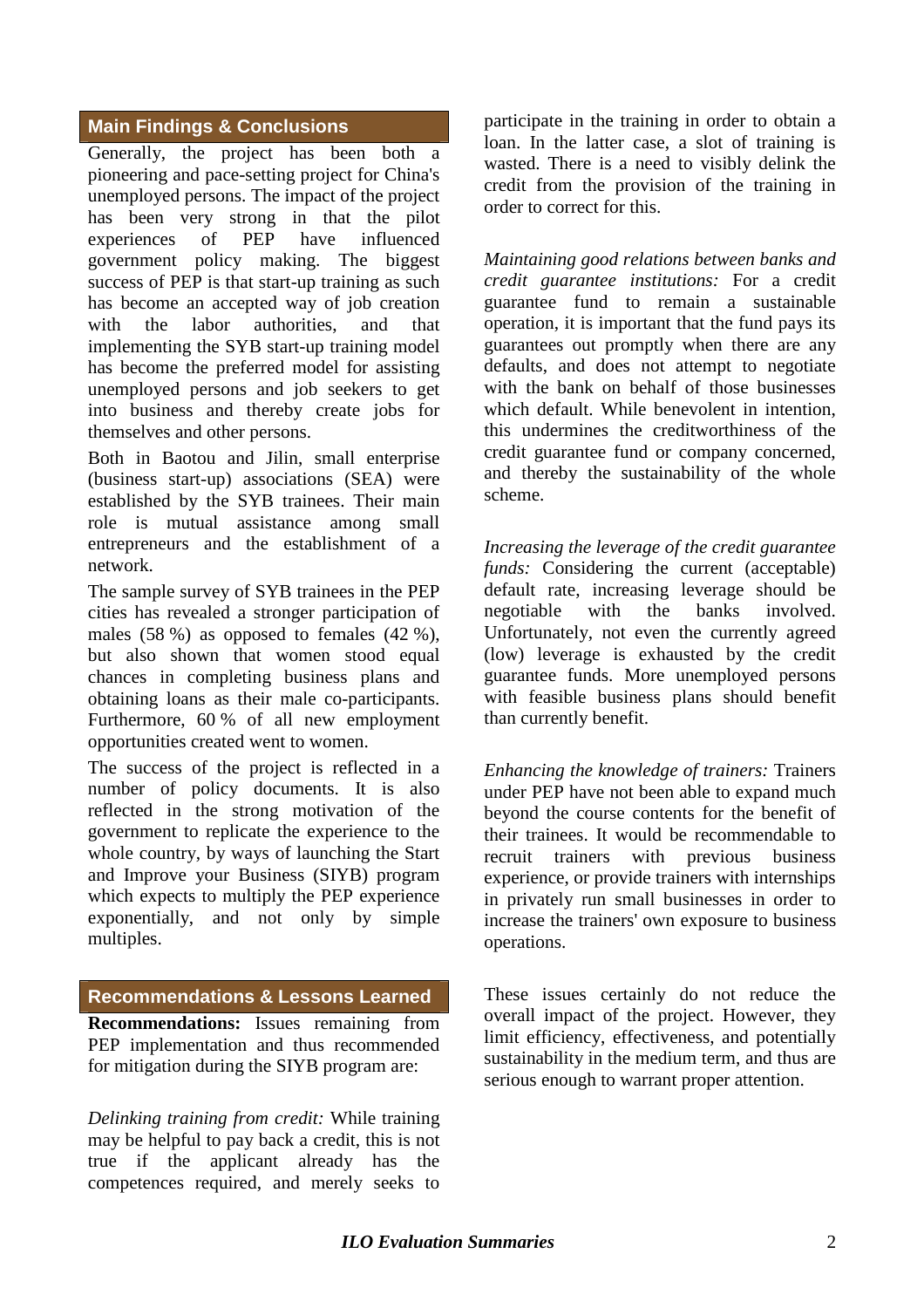## Main Findings & Conclusions

Generally, the project has been both a pioneering and pace-setting project for China's unemployed persons. The impact of the project has been very strong in that the pilot experiences of PEP have influenced government policy making. The biggest success of PEP is that start-up training as such has become an accepted way of job creation with the labor authorities, and that implementing the SYB start-up training model has become the preferred model for assisting unemployed persons and job seekers to get into business and thereby create jobs for themselves and other persons.

Both in Baotou and Jilin, small enterprise (business start-up) associations (SEA) were established by the SYB trainees. Their main role is mutual assistance among small entrepreneurs and the establishment of a network.

The sample survey of SYB trainees in the PEP cities has revealed a stronger participation of males (58 %) as opposed to females (42 %), but also shown that women stood equal chances in completing business plans and obtaining loans as their male co-participants. Furthermore, 60 % of all new employment opportunities created went to women.

The success of the project is reflected in a number of policy documents. It is also reflected in the strong motivation of the government to replicate the experience to the whole country, by ways of launching the Start and Improve your Business (SIYB) program which expects to multiply the PEP experience exponentially, and not only by simple multiples.

## Recommendations & Lessons Learned

**Recommendations:** Issues remaining from PEP implementation and thus recommended for mitigation during the SIYB program are:

*Delinking training from credit:* While training may be helpful to pay back a credit, this is not true if the applicant already has the competences required, and merely seeks to participate in the training in order to obtain a loan. In the latter case, a slot of training is wasted. There is a need to visibly delink the credit from the provision of the training in order to correct for this.

*Maintaining good relations between banks and credit guarantee institutions:* For a credit guarantee fund to remain a sustainable operation, it is important that the fund pays its guarantees out promptly when there are any defaults, and does not attempt to negotiate with the bank on behalf of those businesses which default. While benevolent in intention, this undermines the creditworthiness of the credit guarantee fund or company concerned, and thereby the sustainability of the whole scheme.

*Increasing the leverage of the credit guarantee funds:* Considering the current (acceptable) default rate, increasing leverage should be negotiable with the banks involved. Unfortunately, not even the currently agreed (low) leverage is exhausted by the credit guarantee funds. More unemployed persons with feasible business plans should benefit than currently benefit.

*Enhancing the knowledge of trainers:* Trainers under PEP have not been able to expand much beyond the course contents for the benefit of their trainees. It would be recommendable to recruit trainers with previous business experience, or provide trainers with internships in privately run small businesses in order to increase the trainers' own exposure to business operations.

These issues certainly do not reduce the overall impact of the project. However, they limit efficiency, effectiveness, and potentially sustainability in the medium term, and thus are serious enough to warrant proper attention.